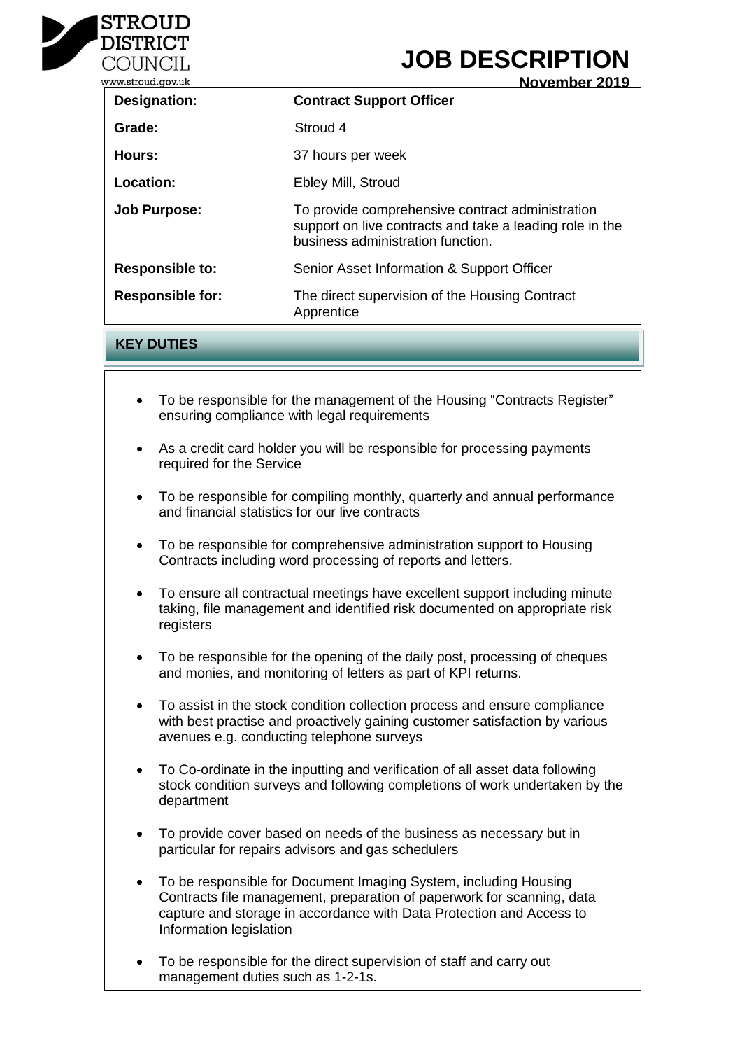STROUD DISTRICT COUNCIL
www.stroud.gov.uk

# JOB DESCRIPTION

**November 2019**

| | |
|---|---|
| **Designation:** | **Contract Support Officer** |
| **Grade:** | Stroud 4 |
| **Hours:** | 37 hours per week |
| **Location:** | Ebley Mill, Stroud |
| **Job Purpose:** | To provide comprehensive contract administration support on live contracts and take a leading role in the business administration function. |
| **Responsible to:** | Senior Asset Information & Support Officer |
| **Responsible for:** | The direct supervision of the Housing Contract Apprentice |

## KEY DUTIES

- To be responsible for the management of the Housing "Contracts Register" ensuring compliance with legal requirements
- As a credit card holder you will be responsible for processing payments required for the Service
- To be responsible for compiling monthly, quarterly and annual performance and financial statistics for our live contracts
- To be responsible for comprehensive administration support to Housing Contracts including word processing of reports and letters.
- To ensure all contractual meetings have excellent support including minute taking, file management and identified risk documented on appropriate risk registers
- To be responsible for the opening of the daily post, processing of cheques and monies, and monitoring of letters as part of KPI returns.
- To assist in the stock condition collection process and ensure compliance with best practise and proactively gaining customer satisfaction by various avenues e.g. conducting telephone surveys
- To Co-ordinate in the inputting and verification of all asset data following stock condition surveys and following completions of work undertaken by the department
- To provide cover based on needs of the business as necessary but in particular for repairs advisors and gas schedulers
- To be responsible for Document Imaging System, including Housing Contracts file management, preparation of paperwork for scanning, data capture and storage in accordance with Data Protection and Access to Information legislation
- To be responsible for the direct supervision of staff and carry out management duties such as 1-2-1s.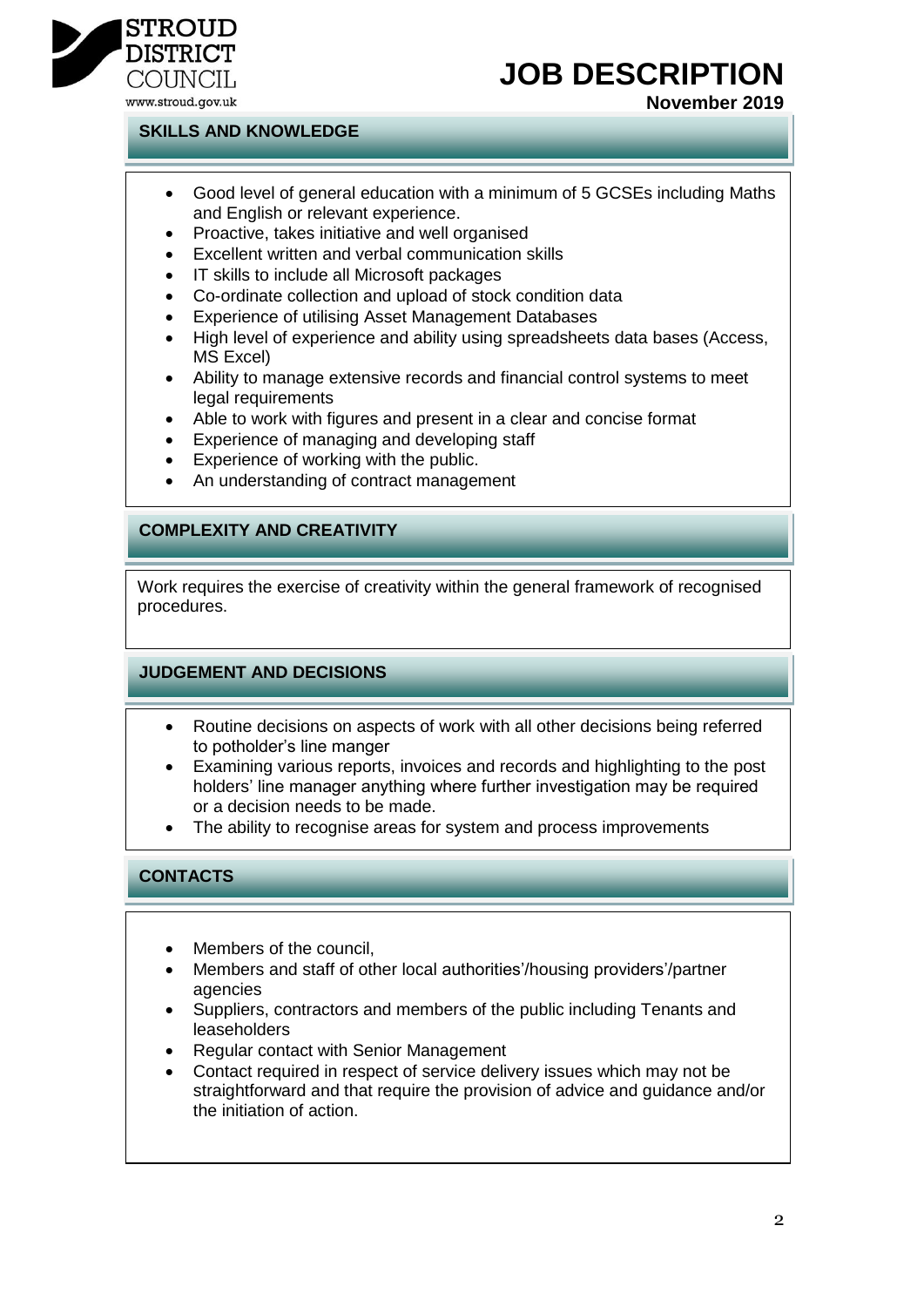## SKILLS AND KNOWLEDGE

- Good level of general education with a minimum of 5 GCSEs including Maths and English or relevant experience.
- Proactive, takes initiative and well organised
- Excellent written and verbal communication skills
- IT skills to include all Microsoft packages
- Co-ordinate collection and upload of stock condition data
- Experience of utilising Asset Management Databases
- High level of experience and ability using spreadsheets data bases (Access, MS Excel)
- Ability to manage extensive records and financial control systems to meet legal requirements
- Able to work with figures and present in a clear and concise format
- Experience of managing and developing staff
- Experience of working with the public.
- An understanding of contract management

## COMPLEXITY AND CREATIVITY

Work requires the exercise of creativity within the general framework of recognised procedures.

## JUDGEMENT AND DECISIONS

- Routine decisions on aspects of work with all other decisions being referred to potholder's line manger
- Examining various reports, invoices and records and highlighting to the post holders' line manager anything where further investigation may be required or a decision needs to be made.
- The ability to recognise areas for system and process improvements

## CONTACTS

- Members of the council,
- Members and staff of other local authorities'/housing providers'/partner agencies
- Suppliers, contractors and members of the public including Tenants and leaseholders
- Regular contact with Senior Management
- Contact required in respect of service delivery issues which may not be straightforward and that require the provision of advice and guidance and/or the initiation of action.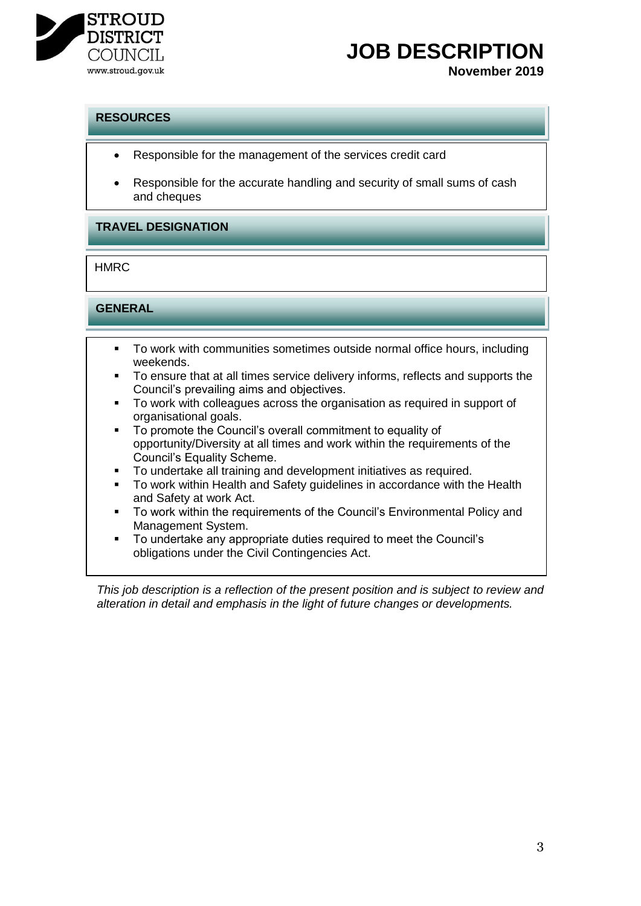## RESOURCES

- Responsible for the management of the services credit card
- Responsible for the accurate handling and security of small sums of cash and cheques

## TRAVEL DESIGNATION

HMRC

## GENERAL

- To work with communities sometimes outside normal office hours, including weekends.
- To ensure that at all times service delivery informs, reflects and supports the Council's prevailing aims and objectives.
- To work with colleagues across the organisation as required in support of organisational goals.
- To promote the Council's overall commitment to equality of opportunity/Diversity at all times and work within the requirements of the Council's Equality Scheme.
- To undertake all training and development initiatives as required.
- To work within Health and Safety guidelines in accordance with the Health and Safety at work Act.
- To work within the requirements of the Council's Environmental Policy and Management System.
- To undertake any appropriate duties required to meet the Council's obligations under the Civil Contingencies Act.

*This job description is a reflection of the present position and is subject to review and alteration in detail and emphasis in the light of future changes or developments.*